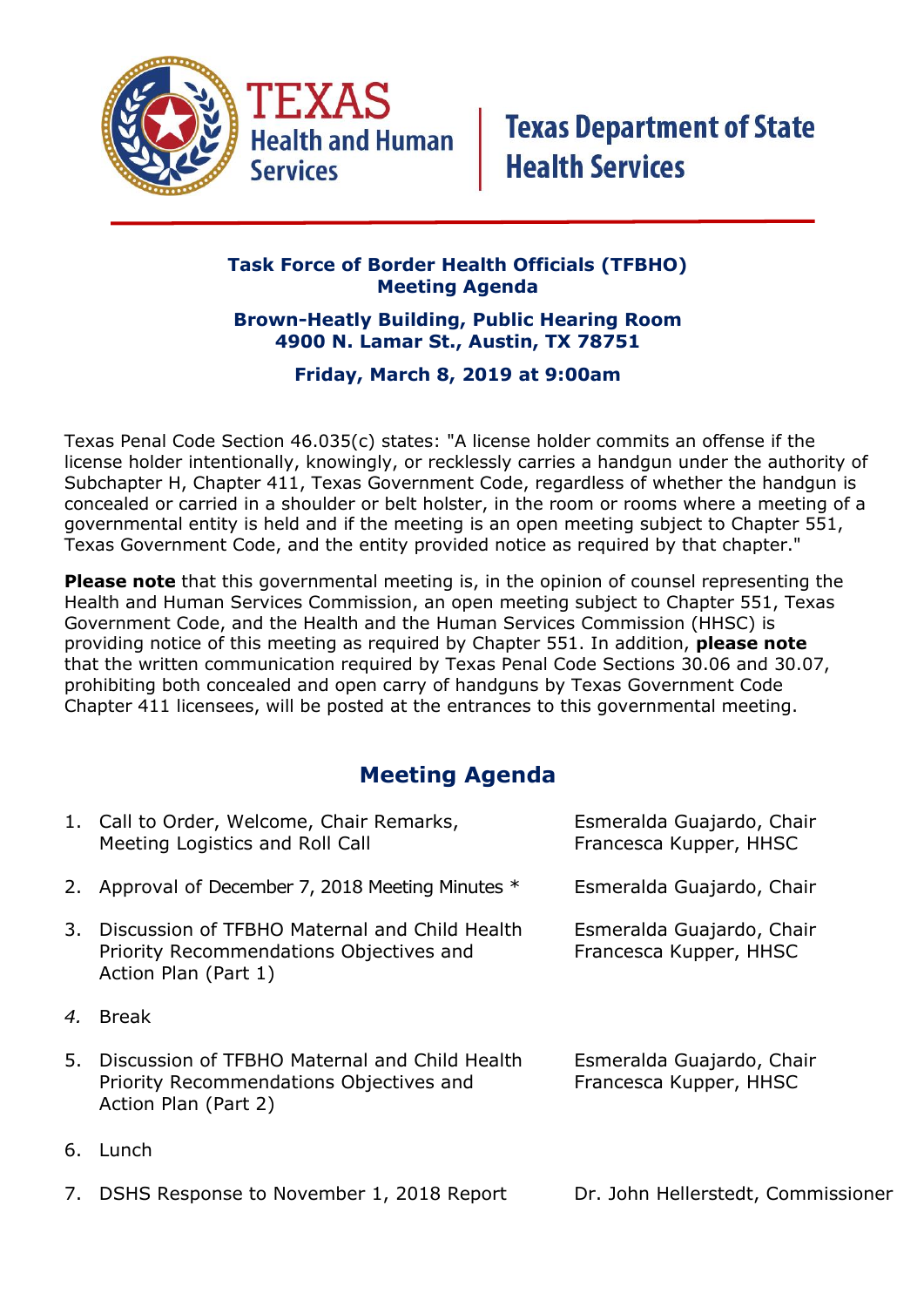TEXAS Health and Human Services | Texas Department of State Health Services

## Task Force of Border Health Officials (TFBHO) Meeting Agenda

**Brown-Heatly Building, Public Hearing Room**
**4900 N. Lamar St., Austin, TX 78751**

**Friday, March 8, 2019 at 9:00am**

Texas Penal Code Section 46.035(c) states: "A license holder commits an offense if the license holder intentionally, knowingly, or recklessly carries a handgun under the authority of Subchapter H, Chapter 411, Texas Government Code, regardless of whether the handgun is concealed or carried in a shoulder or belt holster, in the room or rooms where a meeting of a governmental entity is held and if the meeting is an open meeting subject to Chapter 551, Texas Government Code, and the entity provided notice as required by that chapter."

**Please note** that this governmental meeting is, in the opinion of counsel representing the Health and Human Services Commission, an open meeting subject to Chapter 551, Texas Government Code, and the Health and the Human Services Commission (HHSC) is providing notice of this meeting as required by Chapter 551. In addition, **please note** that the written communication required by Texas Penal Code Sections 30.06 and 30.07, prohibiting both concealed and open carry of handguns by Texas Government Code Chapter 411 licensees, will be posted at the entrances to this governmental meeting.

## Meeting Agenda

| # | Item | Presenter |
|---|---|---|
| 1. | Call to Order, Welcome, Chair Remarks, Meeting Logistics and Roll Call | Esmeralda Guajardo, Chair<br>Francesca Kupper, HHSC |
| 2. | Approval of December 7, 2018 Meeting Minutes * | Esmeralda Guajardo, Chair |
| 3. | Discussion of TFBHO Maternal and Child Health Priority Recommendations Objectives and Action Plan (Part 1) | Esmeralda Guajardo, Chair<br>Francesca Kupper, HHSC |
| 4. | Break | |
| 5. | Discussion of TFBHO Maternal and Child Health Priority Recommendations Objectives and Action Plan (Part 2) | Esmeralda Guajardo, Chair<br>Francesca Kupper, HHSC |
| 6. | Lunch | |
| 7. | DSHS Response to November 1, 2018 Report | Dr. John Hellerstedt, Commissioner |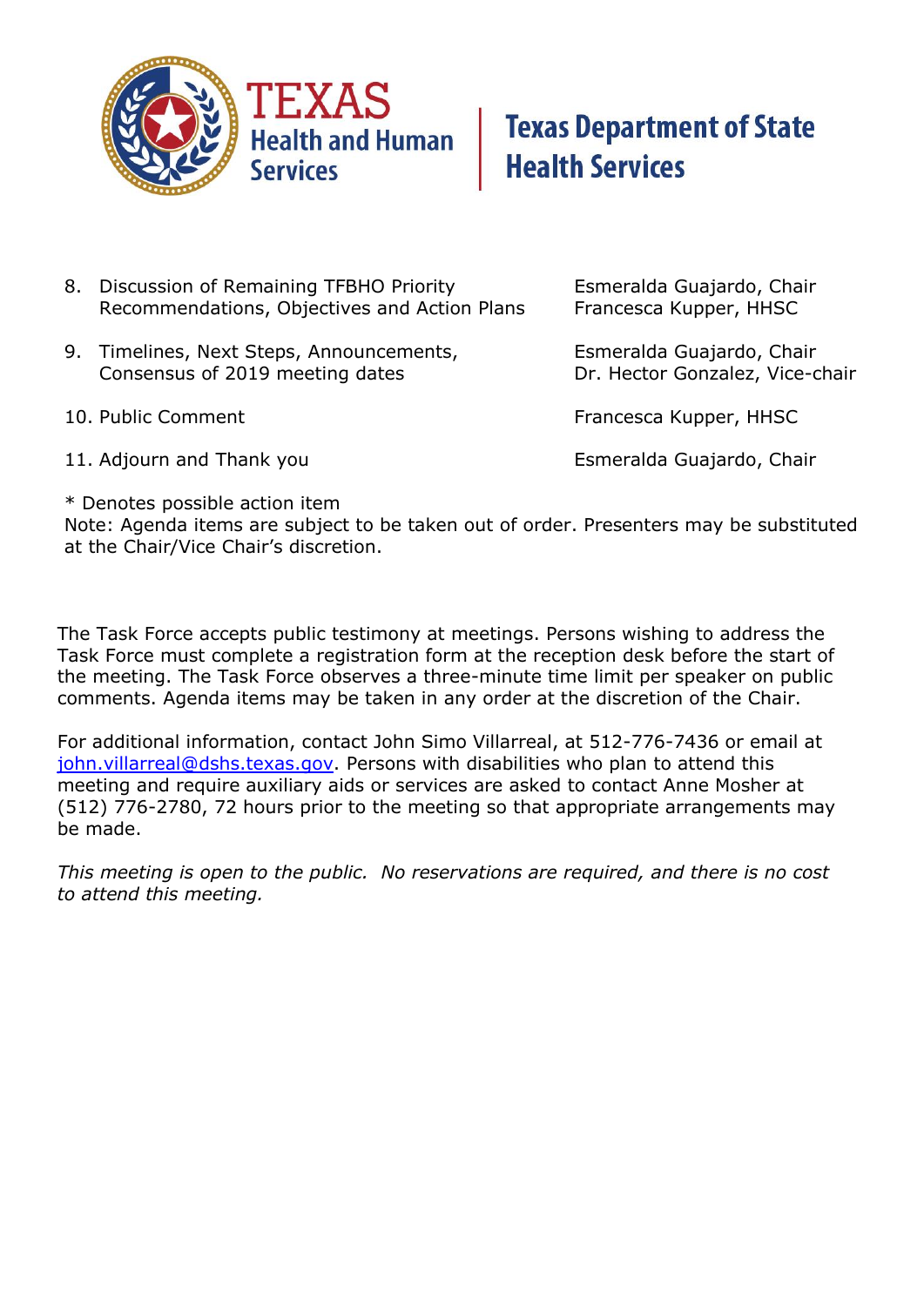| | |
|---|---|
| 8. Discussion of Remaining TFBHO Priority Recommendations, Objectives and Action Plans | Esmeralda Guajardo, Chair<br>Francesca Kupper, HHSC |
| 9. Timelines, Next Steps, Announcements, Consensus of 2019 meeting dates | Esmeralda Guajardo, Chair<br>Dr. Hector Gonzalez, Vice-chair |
| 10. Public Comment | Francesca Kupper, HHSC |
| 11. Adjourn and Thank you | Esmeralda Guajardo, Chair |

* Denotes possible action item
Note: Agenda items are subject to be taken out of order. Presenters may be substituted at the Chair/Vice Chair's discretion.

The Task Force accepts public testimony at meetings. Persons wishing to address the Task Force must complete a registration form at the reception desk before the start of the meeting. The Task Force observes a three-minute time limit per speaker on public comments. Agenda items may be taken in any order at the discretion of the Chair.

For additional information, contact John Simo Villarreal, at 512-776-7436 or email at [john.villarreal@dshs.texas.gov](mailto:john.villarreal@dshs.texas.gov). Persons with disabilities who plan to attend this meeting and require auxiliary aids or services are asked to contact Anne Mosher at (512) 776-2780, 72 hours prior to the meeting so that appropriate arrangements may be made.

*This meeting is open to the public. No reservations are required, and there is no cost to attend this meeting.*